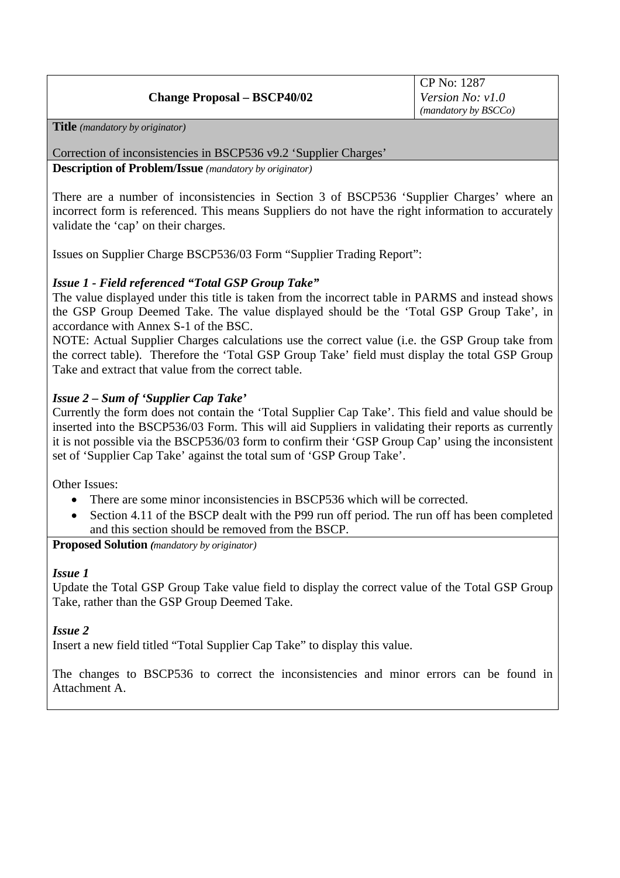| **Change Proposal – BSCP40/02** | CP No: 1287<br>*Version No: v1.0*<br>*(mandatory by BSCCo)* |
|---|---|

**Title** *(mandatory by originator)*

Correction of inconsistencies in BSCP536 v9.2 'Supplier Charges'

**Description of Problem/Issue** *(mandatory by originator)*

There are a number of inconsistencies in Section 3 of BSCP536 'Supplier Charges' where an incorrect form is referenced. This means Suppliers do not have the right information to accurately validate the 'cap' on their charges.

Issues on Supplier Charge BSCP536/03 Form "Supplier Trading Report":

***Issue 1 - Field referenced "Total GSP Group Take"***

The value displayed under this title is taken from the incorrect table in PARMS and instead shows the GSP Group Deemed Take. The value displayed should be the 'Total GSP Group Take', in accordance with Annex S-1 of the BSC.

NOTE: Actual Supplier Charges calculations use the correct value (i.e. the GSP Group take from the correct table). Therefore the 'Total GSP Group Take' field must display the total GSP Group Take and extract that value from the correct table.

***Issue 2 – Sum of 'Supplier Cap Take'***

Currently the form does not contain the 'Total Supplier Cap Take'. This field and value should be inserted into the BSCP536/03 Form. This will aid Suppliers in validating their reports as currently it is not possible via the BSCP536/03 form to confirm their 'GSP Group Cap' using the inconsistent set of 'Supplier Cap Take' against the total sum of 'GSP Group Take'.

Other Issues:

- There are some minor inconsistencies in BSCP536 which will be corrected.
- Section 4.11 of the BSCP dealt with the P99 run off period. The run off has been completed and this section should be removed from the BSCP.

**Proposed Solution** *(mandatory by originator)*

***Issue 1***

Update the Total GSP Group Take value field to display the correct value of the Total GSP Group Take, rather than the GSP Group Deemed Take.

***Issue 2***

Insert a new field titled "Total Supplier Cap Take" to display this value.

The changes to BSCP536 to correct the inconsistencies and minor errors can be found in Attachment A.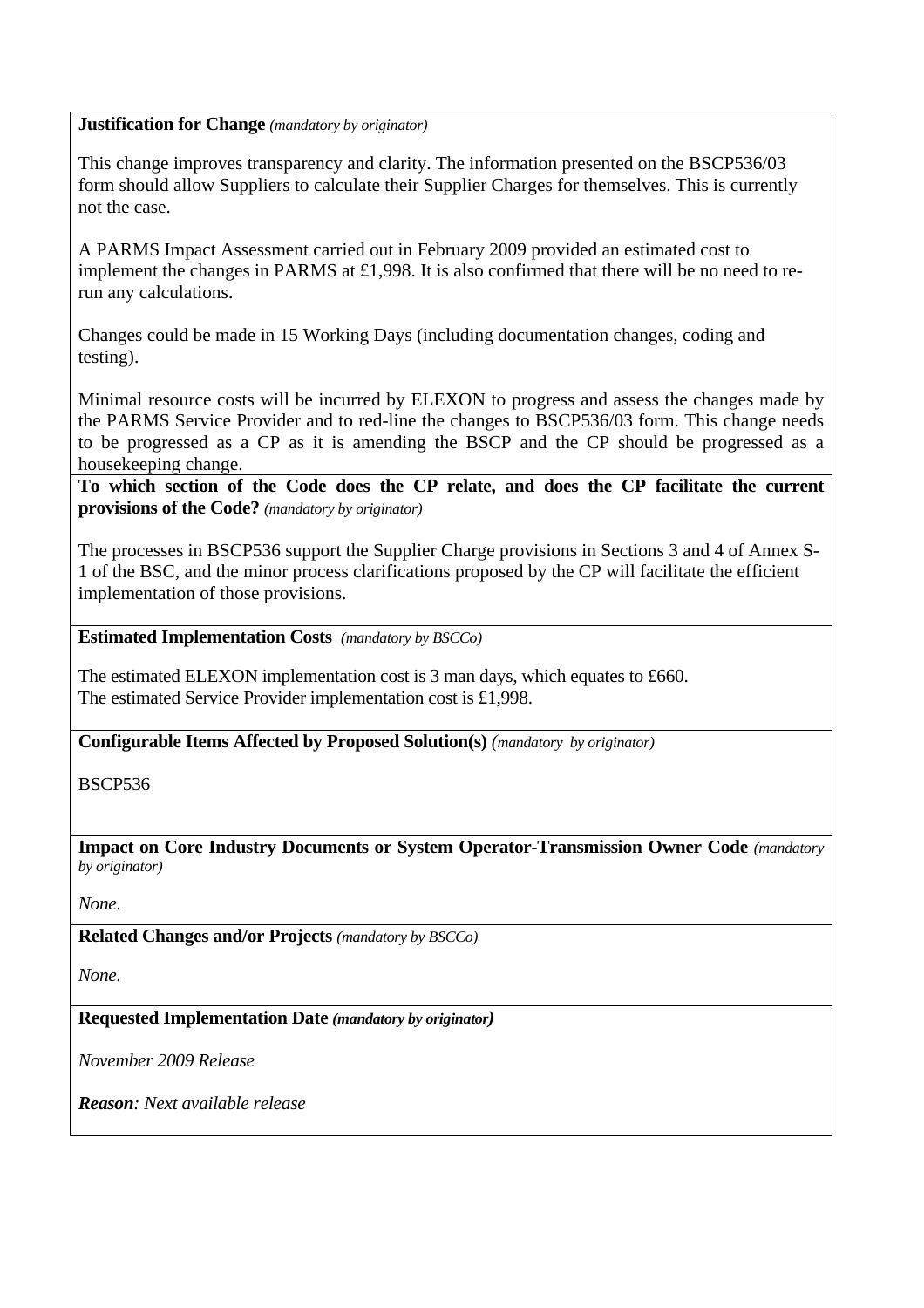**Justification for Change** *(mandatory by originator)*

This change improves transparency and clarity. The information presented on the BSCP536/03 form should allow Suppliers to calculate their Supplier Charges for themselves. This is currently not the case.

A PARMS Impact Assessment carried out in February 2009 provided an estimated cost to implement the changes in PARMS at £1,998. It is also confirmed that there will be no need to re-run any calculations.

Changes could be made in 15 Working Days (including documentation changes, coding and testing).

Minimal resource costs will be incurred by ELEXON to progress and assess the changes made by the PARMS Service Provider and to red-line the changes to BSCP536/03 form. This change needs to be progressed as a CP as it is amending the BSCP and the CP should be progressed as a housekeeping change.

**To which section of the Code does the CP relate, and does the CP facilitate the current provisions of the Code?** *(mandatory by originator)*

The processes in BSCP536 support the Supplier Charge provisions in Sections 3 and 4 of Annex S-1 of the BSC, and the minor process clarifications proposed by the CP will facilitate the efficient implementation of those provisions.

**Estimated Implementation Costs** *(mandatory by BSCCo)*

The estimated ELEXON implementation cost is 3 man days, which equates to £660.
The estimated Service Provider implementation cost is £1,998.

**Configurable Items Affected by Proposed Solution(s)** *(mandatory by originator)*

BSCP536

**Impact on Core Industry Documents or System Operator-Transmission Owner Code** *(mandatory by originator)*

*None.*

**Related Changes and/or Projects** *(mandatory by BSCCo)*

*None.*

**Requested Implementation Date** ***(mandatory by originator)***

*November 2009 Release*

***Reason****: Next available release*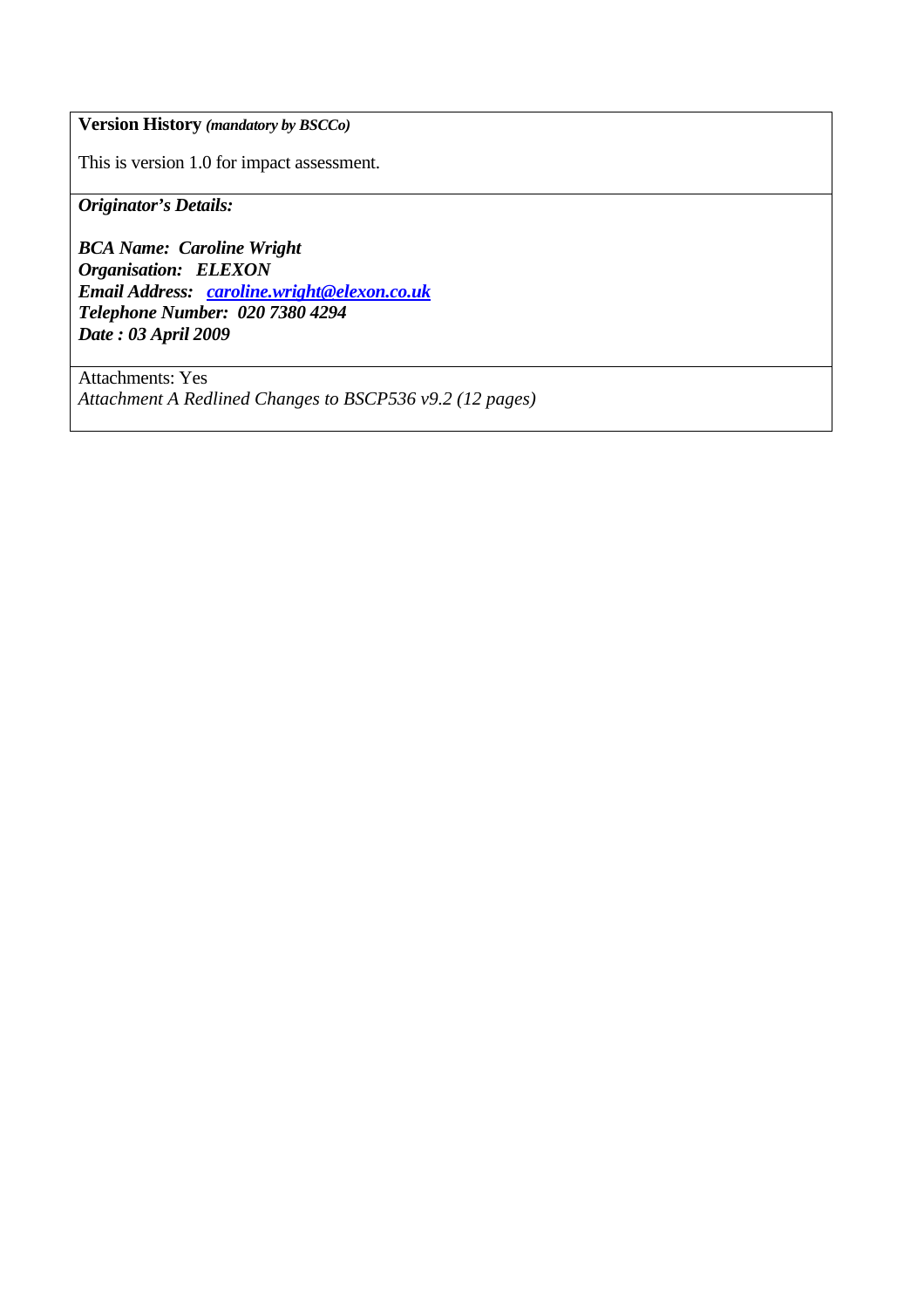**Version History** ***(mandatory by BSCCo)***

This is version 1.0 for impact assessment.

***Originator's Details:***

***BCA Name: Caroline Wright***
***Organisation: ELEXON***
***Email Address: caroline.wright@elexon.co.uk***
***Telephone Number: 020 7380 4294***
***Date : 03 April 2009***

Attachments: Yes
*Attachment A Redlined Changes to BSCP536 v9.2 (12 pages)*